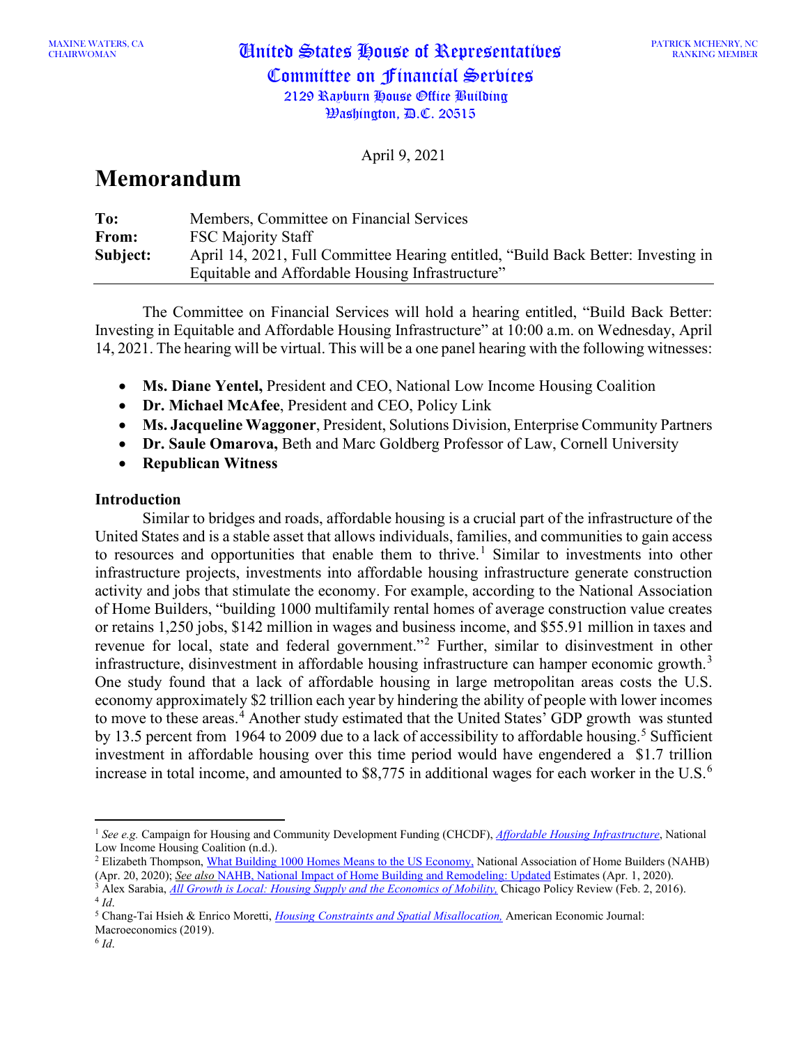MAXINE WATERS, CA
CHAIRWOMAN

# United States House of Representatives
## Committee on Financial Services
2129 Rayburn House Office Building
Washington, D.C. 20515

PATRICK MCHENRY, NC
RANKING MEMBER

April 9, 2021

# Memorandum

**To:** Members, Committee on Financial Services
**From:** FSC Majority Staff
**Subject:** April 14, 2021, Full Committee Hearing entitled, "Build Back Better: Investing in Equitable and Affordable Housing Infrastructure"

The Committee on Financial Services will hold a hearing entitled, "Build Back Better: Investing in Equitable and Affordable Housing Infrastructure" at 10:00 a.m. on Wednesday, April 14, 2021. The hearing will be virtual. This will be a one panel hearing with the following witnesses:

- **Ms. Diane Yentel,** President and CEO, National Low Income Housing Coalition
- **Dr. Michael McAfee**, President and CEO, Policy Link
- **Ms. Jacqueline Waggoner**, President, Solutions Division, Enterprise Community Partners
- **Dr. Saule Omarova,** Beth and Marc Goldberg Professor of Law, Cornell University
- **Republican Witness**

### Introduction

Similar to bridges and roads, affordable housing is a crucial part of the infrastructure of the United States and is a stable asset that allows individuals, families, and communities to gain access to resources and opportunities that enable them to thrive.[1] Similar to investments into other infrastructure projects, investments into affordable housing infrastructure generate construction activity and jobs that stimulate the economy. For example, according to the National Association of Home Builders, "building 1000 multifamily rental homes of average construction value creates or retains 1,250 jobs, $142 million in wages and business income, and $55.91 million in taxes and revenue for local, state and federal government."[2] Further, similar to disinvestment in other infrastructure, disinvestment in affordable housing infrastructure can hamper economic growth.[3] One study found that a lack of affordable housing in large metropolitan areas costs the U.S. economy approximately $2 trillion each year by hindering the ability of people with lower incomes to move to these areas.[4] Another study estimated that the United States' GDP growth was stunted by 13.5 percent from 1964 to 2009 due to a lack of accessibility to affordable housing.[5] Sufficient investment in affordable housing over this time period would have engendered a $1.7 trillion increase in total income, and amounted to $8,775 in additional wages for each worker in the U.S.[6]

---

[1] *See e.g.* Campaign for Housing and Community Development Funding (CHCDF), *Affordable Housing Infrastructure*, National Low Income Housing Coalition (n.d.).

[2] Elizabeth Thompson, What Building 1000 Homes Means to the US Economy, National Association of Home Builders (NAHB) (Apr. 20, 2020); *See also* NAHB, National Impact of Home Building and Remodeling: Updated Estimates (Apr. 1, 2020).

[3] Alex Sarabia, *All Growth is Local: Housing Supply and the Economics of Mobility,* Chicago Policy Review (Feb. 2, 2016).

[4] *Id*.

[5] Chang-Tai Hsieh & Enrico Moretti, *Housing Constraints and Spatial Misallocation,* American Economic Journal: Macroeconomics (2019).

[6] *Id*.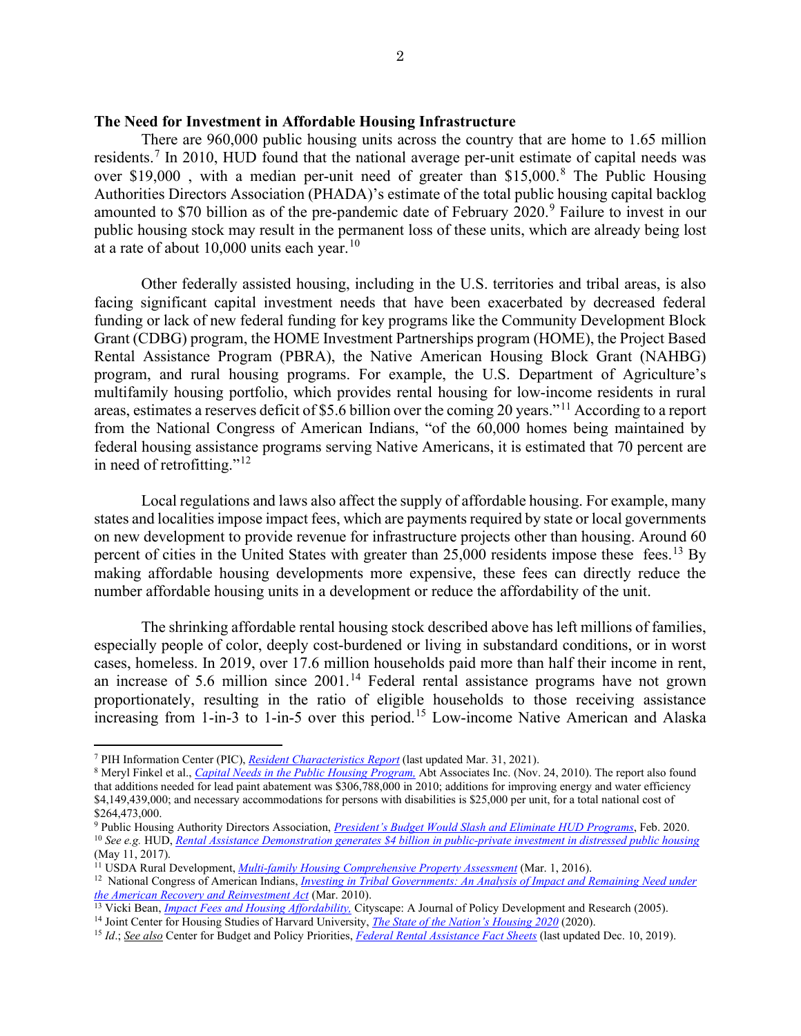**The Need for Investment in Affordable Housing Infrastructure**

There are 960,000 public housing units across the country that are home to 1.65 million residents.[7] In 2010, HUD found that the national average per-unit estimate of capital needs was over $19,000 , with a median per-unit need of greater than $15,000.[8] The Public Housing Authorities Directors Association (PHADA)'s estimate of the total public housing capital backlog amounted to $70 billion as of the pre-pandemic date of February 2020.[9] Failure to invest in our public housing stock may result in the permanent loss of these units, which are already being lost at a rate of about 10,000 units each year.[10]

Other federally assisted housing, including in the U.S. territories and tribal areas, is also facing significant capital investment needs that have been exacerbated by decreased federal funding or lack of new federal funding for key programs like the Community Development Block Grant (CDBG) program, the HOME Investment Partnerships program (HOME), the Project Based Rental Assistance Program (PBRA), the Native American Housing Block Grant (NAHBG) program, and rural housing programs. For example, the U.S. Department of Agriculture's multifamily housing portfolio, which provides rental housing for low-income residents in rural areas, estimates a reserves deficit of $5.6 billion over the coming 20 years."[11] According to a report from the National Congress of American Indians, "of the 60,000 homes being maintained by federal housing assistance programs serving Native Americans, it is estimated that 70 percent are in need of retrofitting."[12]

Local regulations and laws also affect the supply of affordable housing. For example, many states and localities impose impact fees, which are payments required by state or local governments on new development to provide revenue for infrastructure projects other than housing. Around 60 percent of cities in the United States with greater than 25,000 residents impose these fees.[13] By making affordable housing developments more expensive, these fees can directly reduce the number affordable housing units in a development or reduce the affordability of the unit.

The shrinking affordable rental housing stock described above has left millions of families, especially people of color, deeply cost-burdened or living in substandard conditions, or in worst cases, homeless. In 2019, over 17.6 million households paid more than half their income in rent, an increase of 5.6 million since 2001.[14] Federal rental assistance programs have not grown proportionately, resulting in the ratio of eligible households to those receiving assistance increasing from 1-in-3 to 1-in-5 over this period.[15] Low-income Native American and Alaska

---

[7] PIH Information Center (PIC), *Resident Characteristics Report* (last updated Mar. 31, 2021).

[8] Meryl Finkel et al., *Capital Needs in the Public Housing Program,* Abt Associates Inc. (Nov. 24, 2010). The report also found that additions needed for lead paint abatement was $306,788,000 in 2010; additions for improving energy and water efficiency $4,149,439,000; and necessary accommodations for persons with disabilities is $25,000 per unit, for a total national cost of $264,473,000.

[9] Public Housing Authority Directors Association, *President's Budget Would Slash and Eliminate HUD Programs*, Feb. 2020.

[10] *See e.g.* HUD, *Rental Assistance Demonstration generates $4 billion in public-private investment in distressed public housing* (May 11, 2017).

[11] USDA Rural Development, *Multi-family Housing Comprehensive Property Assessment* (Mar. 1, 2016).

[12] National Congress of American Indians, *Investing in Tribal Governments: An Analysis of Impact and Remaining Need under the American Recovery and Reinvestment Act* (Mar. 2010).

[13] Vicki Bean, *Impact Fees and Housing Affordability.* Cityscape: A Journal of Policy Development and Research (2005).

[14] Joint Center for Housing Studies of Harvard University, *The State of the Nation's Housing 2020* (2020).

[15] *Id*.; *See also* Center for Budget and Policy Priorities, *Federal Rental Assistance Fact Sheets* (last updated Dec. 10, 2019).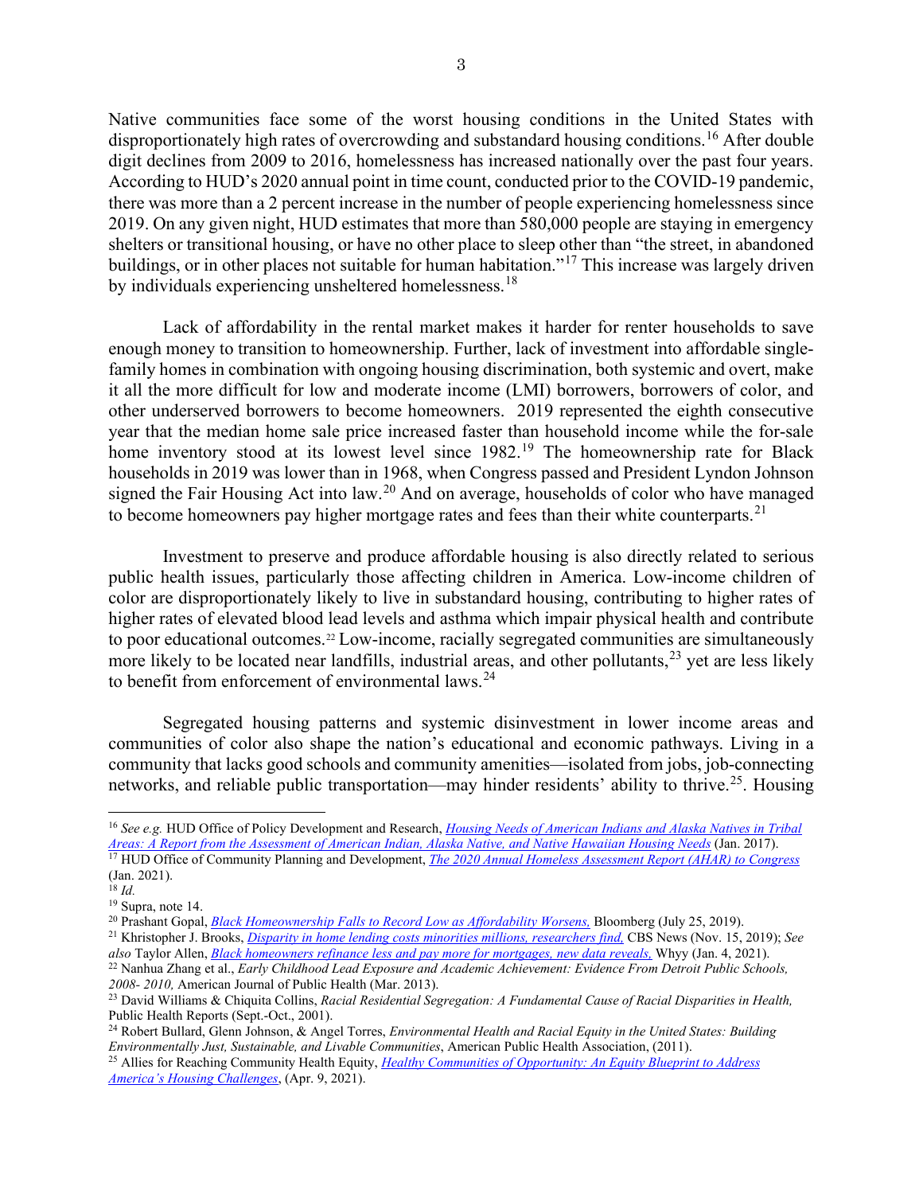Native communities face some of the worst housing conditions in the United States with disproportionately high rates of overcrowding and substandard housing conditions.[16] After double digit declines from 2009 to 2016, homelessness has increased nationally over the past four years. According to HUD's 2020 annual point in time count, conducted prior to the COVID-19 pandemic, there was more than a 2 percent increase in the number of people experiencing homelessness since 2019. On any given night, HUD estimates that more than 580,000 people are staying in emergency shelters or transitional housing, or have no other place to sleep other than "the street, in abandoned buildings, or in other places not suitable for human habitation."[17] This increase was largely driven by individuals experiencing unsheltered homelessness.[18]

Lack of affordability in the rental market makes it harder for renter households to save enough money to transition to homeownership. Further, lack of investment into affordable single-family homes in combination with ongoing housing discrimination, both systemic and overt, make it all the more difficult for low and moderate income (LMI) borrowers, borrowers of color, and other underserved borrowers to become homeowners. 2019 represented the eighth consecutive year that the median home sale price increased faster than household income while the for-sale home inventory stood at its lowest level since 1982.[19] The homeownership rate for Black households in 2019 was lower than in 1968, when Congress passed and President Lyndon Johnson signed the Fair Housing Act into law.[20] And on average, households of color who have managed to become homeowners pay higher mortgage rates and fees than their white counterparts.[21]

Investment to preserve and produce affordable housing is also directly related to serious public health issues, particularly those affecting children in America. Low-income children of color are disproportionately likely to live in substandard housing, contributing to higher rates of higher rates of elevated blood lead levels and asthma which impair physical health and contribute to poor educational outcomes.[22] Low-income, racially segregated communities are simultaneously more likely to be located near landfills, industrial areas, and other pollutants,[23] yet are less likely to benefit from enforcement of environmental laws.[24]

Segregated housing patterns and systemic disinvestment in lower income areas and communities of color also shape the nation's educational and economic pathways. Living in a community that lacks good schools and community amenities—isolated from jobs, job-connecting networks, and reliable public transportation—may hinder residents' ability to thrive.[25]. Housing

---

[16] *See e.g.* HUD Office of Policy Development and Research, *Housing Needs of American Indians and Alaska Natives in Tribal Areas: A Report from the Assessment of American Indian, Alaska Native, and Native Hawaiian Housing Needs* (Jan. 2017).

[17] HUD Office of Community Planning and Development, *The 2020 Annual Homeless Assessment Report (AHAR) to Congress* (Jan. 2021).

[18] *Id.*

[19] Supra, note 14.

[20] Prashant Gopal, *Black Homeownership Falls to Record Low as Affordability Worsens,* Bloomberg (July 25, 2019).

[21] Khristopher J. Brooks, *Disparity in home lending costs minorities millions, researchers find,* CBS News (Nov. 15, 2019); *See also* Taylor Allen, *Black homeowners refinance less and pay more for mortgages, new data reveals,* Whyy (Jan. 4, 2021).

[22] Nanhua Zhang et al., *Early Childhood Lead Exposure and Academic Achievement: Evidence From Detroit Public Schools, 2008- 2010,* American Journal of Public Health (Mar. 2013).

[23] David Williams & Chiquita Collins, *Racial Residential Segregation: A Fundamental Cause of Racial Disparities in Health,* Public Health Reports (Sept.-Oct., 2001).

[24] Robert Bullard, Glenn Johnson, & Angel Torres, *Environmental Health and Racial Equity in the United States: Building Environmentally Just, Sustainable, and Livable Communities*, American Public Health Association, (2011).

[25] Allies for Reaching Community Health Equity, *Healthy Communities of Opportunity: An Equity Blueprint to Address America's Housing Challenges*, (Apr. 9, 2021).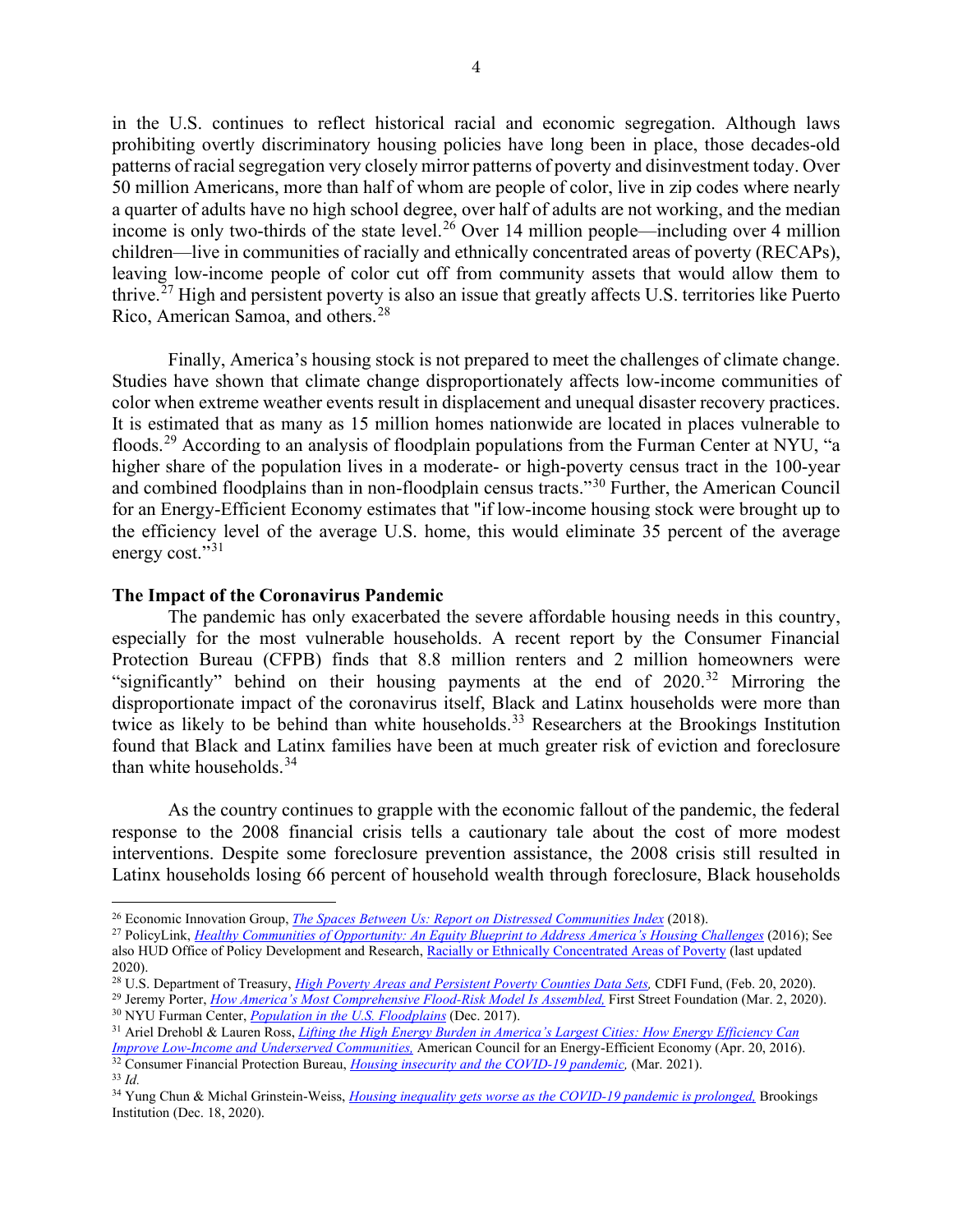in the U.S. continues to reflect historical racial and economic segregation. Although laws prohibiting overtly discriminatory housing policies have long been in place, those decades-old patterns of racial segregation very closely mirror patterns of poverty and disinvestment today. Over 50 million Americans, more than half of whom are people of color, live in zip codes where nearly a quarter of adults have no high school degree, over half of adults are not working, and the median income is only two-thirds of the state level.[26] Over 14 million people—including over 4 million children—live in communities of racially and ethnically concentrated areas of poverty (RECAPs), leaving low-income people of color cut off from community assets that would allow them to thrive.[27] High and persistent poverty is also an issue that greatly affects U.S. territories like Puerto Rico, American Samoa, and others.[28]

Finally, America's housing stock is not prepared to meet the challenges of climate change. Studies have shown that climate change disproportionately affects low-income communities of color when extreme weather events result in displacement and unequal disaster recovery practices. It is estimated that as many as 15 million homes nationwide are located in places vulnerable to floods.[29] According to an analysis of floodplain populations from the Furman Center at NYU, "a higher share of the population lives in a moderate- or high-poverty census tract in the 100-year and combined floodplains than in non-floodplain census tracts."[30] Further, the American Council for an Energy-Efficient Economy estimates that "if low-income housing stock were brought up to the efficiency level of the average U.S. home, this would eliminate 35 percent of the average energy cost."[31]

**The Impact of the Coronavirus Pandemic**

The pandemic has only exacerbated the severe affordable housing needs in this country, especially for the most vulnerable households. A recent report by the Consumer Financial Protection Bureau (CFPB) finds that 8.8 million renters and 2 million homeowners were "significantly" behind on their housing payments at the end of 2020.[32] Mirroring the disproportionate impact of the coronavirus itself, Black and Latinx households were more than twice as likely to be behind than white households.[33] Researchers at the Brookings Institution found that Black and Latinx families have been at much greater risk of eviction and foreclosure than white households.[34]

As the country continues to grapple with the economic fallout of the pandemic, the federal response to the 2008 financial crisis tells a cautionary tale about the cost of more modest interventions. Despite some foreclosure prevention assistance, the 2008 crisis still resulted in Latinx households losing 66 percent of household wealth through foreclosure, Black households

---

[26] Economic Innovation Group, *The Spaces Between Us: Report on Distressed Communities Index* (2018).

[27] PolicyLink, *Healthy Communities of Opportunity: An Equity Blueprint to Address America's Housing Challenges* (2016); See also HUD Office of Policy Development and Research, Racially or Ethnically Concentrated Areas of Poverty (last updated 2020).

[28] U.S. Department of Treasury, *High Poverty Areas and Persistent Poverty Counties Data Sets,* CDFI Fund, (Feb. 20, 2020).

[29] Jeremy Porter, *How America's Most Comprehensive Flood-Risk Model Is Assembled,* First Street Foundation (Mar. 2, 2020).

[30] NYU Furman Center, *Population in the U.S. Floodplains* (Dec. 2017).

[31] Ariel Drehobl & Lauren Ross, *Lifting the High Energy Burden in America's Largest Cities: How Energy Efficiency Can Improve Low-Income and Underserved Communities,* American Council for an Energy-Efficient Economy (Apr. 20, 2016).

[32] Consumer Financial Protection Bureau, *Housing insecurity and the COVID-19 pandemic,* (Mar. 2021).

[33] *Id.*

[34] Yung Chun & Michal Grinstein-Weiss, *Housing inequality gets worse as the COVID-19 pandemic is prolonged,* Brookings Institution (Dec. 18, 2020).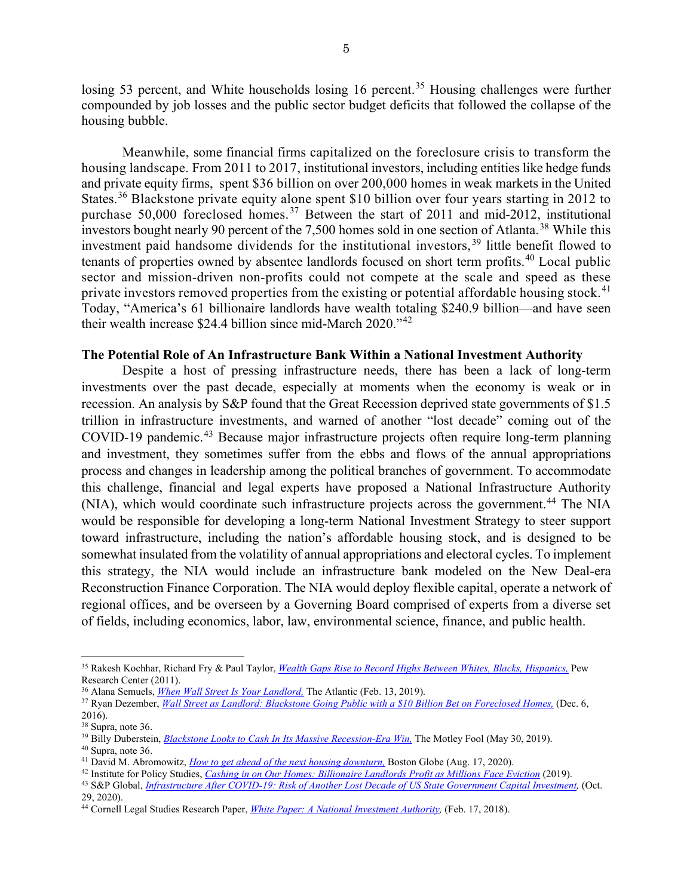losing 53 percent, and White households losing 16 percent.[35] Housing challenges were further compounded by job losses and the public sector budget deficits that followed the collapse of the housing bubble.

Meanwhile, some financial firms capitalized on the foreclosure crisis to transform the housing landscape. From 2011 to 2017, institutional investors, including entities like hedge funds and private equity firms, spent $36 billion on over 200,000 homes in weak markets in the United States.[36] Blackstone private equity alone spent $10 billion over four years starting in 2012 to purchase 50,000 foreclosed homes.[37] Between the start of 2011 and mid-2012, institutional investors bought nearly 90 percent of the 7,500 homes sold in one section of Atlanta.[38] While this investment paid handsome dividends for the institutional investors,[39] little benefit flowed to tenants of properties owned by absentee landlords focused on short term profits.[40] Local public sector and mission-driven non-profits could not compete at the scale and speed as these private investors removed properties from the existing or potential affordable housing stock.[41] Today, "America's 61 billionaire landlords have wealth totaling $240.9 billion—and have seen their wealth increase $24.4 billion since mid-March 2020."[42]

**The Potential Role of An Infrastructure Bank Within a National Investment Authority**

Despite a host of pressing infrastructure needs, there has been a lack of long-term investments over the past decade, especially at moments when the economy is weak or in recession. An analysis by S&P found that the Great Recession deprived state governments of $1.5 trillion in infrastructure investments, and warned of another "lost decade" coming out of the COVID-19 pandemic.[43] Because major infrastructure projects often require long-term planning and investment, they sometimes suffer from the ebbs and flows of the annual appropriations process and changes in leadership among the political branches of government. To accommodate this challenge, financial and legal experts have proposed a National Infrastructure Authority (NIA), which would coordinate such infrastructure projects across the government.[44] The NIA would be responsible for developing a long-term National Investment Strategy to steer support toward infrastructure, including the nation's affordable housing stock, and is designed to be somewhat insulated from the volatility of annual appropriations and electoral cycles. To implement this strategy, the NIA would include an infrastructure bank modeled on the New Deal-era Reconstruction Finance Corporation. The NIA would deploy flexible capital, operate a network of regional offices, and be overseen by a Governing Board comprised of experts from a diverse set of fields, including economics, labor, law, environmental science, finance, and public health.

---

[35] Rakesh Kochhar, Richard Fry & Paul Taylor, *Wealth Gaps Rise to Record Highs Between Whites, Blacks, Hispanics,* Pew Research Center (2011).

[36] Alana Semuels, *When Wall Street Is Your Landlord,* The Atlantic (Feb. 13, 2019).

[37] Ryan Dezember, *Wall Street as Landlord: Blackstone Going Public with a $10 Billion Bet on Foreclosed Homes,* (Dec. 6, 2016).

[38] Supra, note 36.

[39] Billy Duberstein, *Blackstone Looks to Cash In Its Massive Recession-Era Win,* The Motley Fool (May 30, 2019).

[40] Supra, note 36.

[41] David M. Abromowitz, *How to get ahead of the next housing downturn,* Boston Globe (Aug. 17, 2020).

[42] Institute for Policy Studies, *Cashing in on Our Homes: Billionaire Landlords Profit as Millions Face Eviction* (2019).

[43] S&P Global, *Infrastructure After COVID-19: Risk of Another Lost Decade of US State Government Capital Investment,* (Oct. 29, 2020).

[44] Cornell Legal Studies Research Paper, *White Paper: A National Investment Authority,* (Feb. 17, 2018).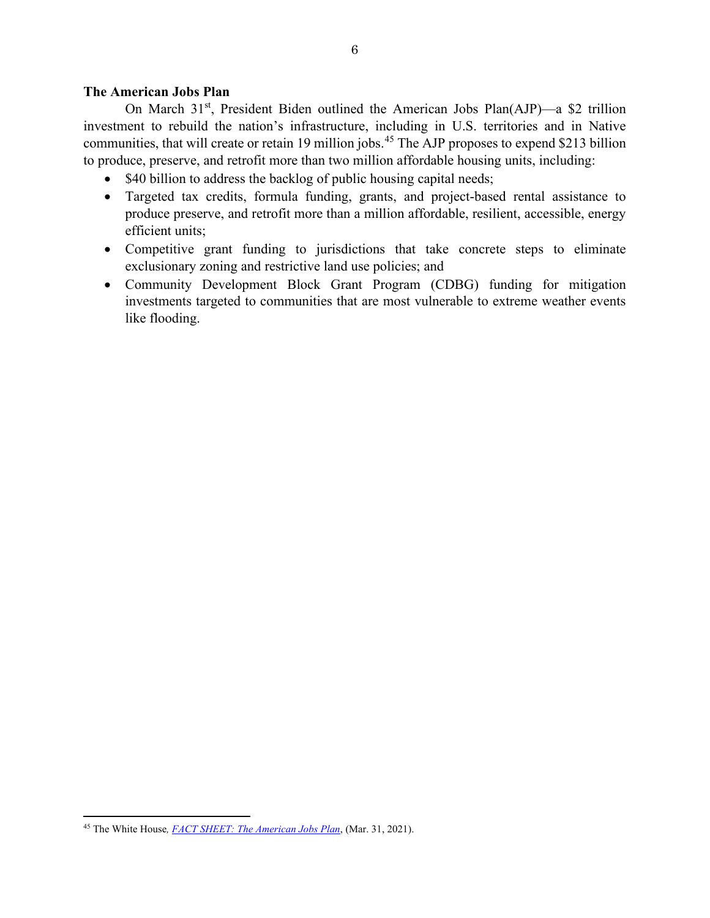**The American Jobs Plan**

On March 31st, President Biden outlined the American Jobs Plan(AJP)—a $2 trillion investment to rebuild the nation's infrastructure, including in U.S. territories and in Native communities, that will create or retain 19 million jobs.[45] The AJP proposes to expend $213 billion to produce, preserve, and retrofit more than two million affordable housing units, including:

- $40 billion to address the backlog of public housing capital needs;
- Targeted tax credits, formula funding, grants, and project-based rental assistance to produce preserve, and retrofit more than a million affordable, resilient, accessible, energy efficient units;
- Competitive grant funding to jurisdictions that take concrete steps to eliminate exclusionary zoning and restrictive land use policies; and
- Community Development Block Grant Program (CDBG) funding for mitigation investments targeted to communities that are most vulnerable to extreme weather events like flooding.

---

[45] The White House, *FACT SHEET: The American Jobs Plan*, (Mar. 31, 2021).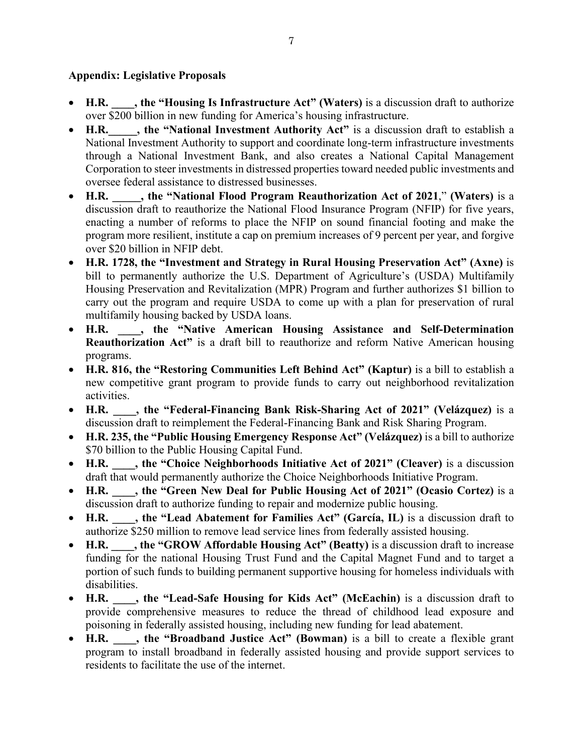**Appendix: Legislative Proposals**

- **H.R. ____, the "Housing Is Infrastructure Act" (Waters)** is a discussion draft to authorize over $200 billion in new funding for America's housing infrastructure.
- **H.R._____, the "National Investment Authority Act"** is a discussion draft to establish a National Investment Authority to support and coordinate long-term infrastructure investments through a National Investment Bank, and also creates a National Capital Management Corporation to steer investments in distressed properties toward needed public investments and oversee federal assistance to distressed businesses.
- **H.R. _____, the "National Flood Program Reauthorization Act of 2021**," **(Waters)** is a discussion draft to reauthorize the National Flood Insurance Program (NFIP) for five years, enacting a number of reforms to place the NFIP on sound financial footing and make the program more resilient, institute a cap on premium increases of 9 percent per year, and forgive over $20 billion in NFIP debt.
- **H.R. 1728, the "Investment and Strategy in Rural Housing Preservation Act" (Axne)** is bill to permanently authorize the U.S. Department of Agriculture's (USDA) Multifamily Housing Preservation and Revitalization (MPR) Program and further authorizes $1 billion to carry out the program and require USDA to come up with a plan for preservation of rural multifamily housing backed by USDA loans.
- **H.R. ____, the "Native American Housing Assistance and Self-Determination Reauthorization Act"** is a draft bill to reauthorize and reform Native American housing programs.
- **H.R. 816, the "Restoring Communities Left Behind Act" (Kaptur)** is a bill to establish a new competitive grant program to provide funds to carry out neighborhood revitalization activities.
- **H.R. ____, the "Federal-Financing Bank Risk-Sharing Act of 2021" (Velázquez)** is a discussion draft to reimplement the Federal-Financing Bank and Risk Sharing Program.
- **H.R. 235, the "Public Housing Emergency Response Act" (Velázquez)** is a bill to authorize $70 billion to the Public Housing Capital Fund.
- **H.R. ____, the "Choice Neighborhoods Initiative Act of 2021" (Cleaver)** is a discussion draft that would permanently authorize the Choice Neighborhoods Initiative Program.
- **H.R. ____, the "Green New Deal for Public Housing Act of 2021" (Ocasio Cortez)** is a discussion draft to authorize funding to repair and modernize public housing.
- **H.R. ____, the "Lead Abatement for Families Act" (García, IL)** is a discussion draft to authorize $250 million to remove lead service lines from federally assisted housing.
- **H.R. ____, the "GROW Affordable Housing Act" (Beatty)** is a discussion draft to increase funding for the national Housing Trust Fund and the Capital Magnet Fund and to target a portion of such funds to building permanent supportive housing for homeless individuals with disabilities.
- **H.R. ____, the "Lead-Safe Housing for Kids Act" (McEachin)** is a discussion draft to provide comprehensive measures to reduce the thread of childhood lead exposure and poisoning in federally assisted housing, including new funding for lead abatement.
- **H.R. ____, the "Broadband Justice Act" (Bowman)** is a bill to create a flexible grant program to install broadband in federally assisted housing and provide support services to residents to facilitate the use of the internet.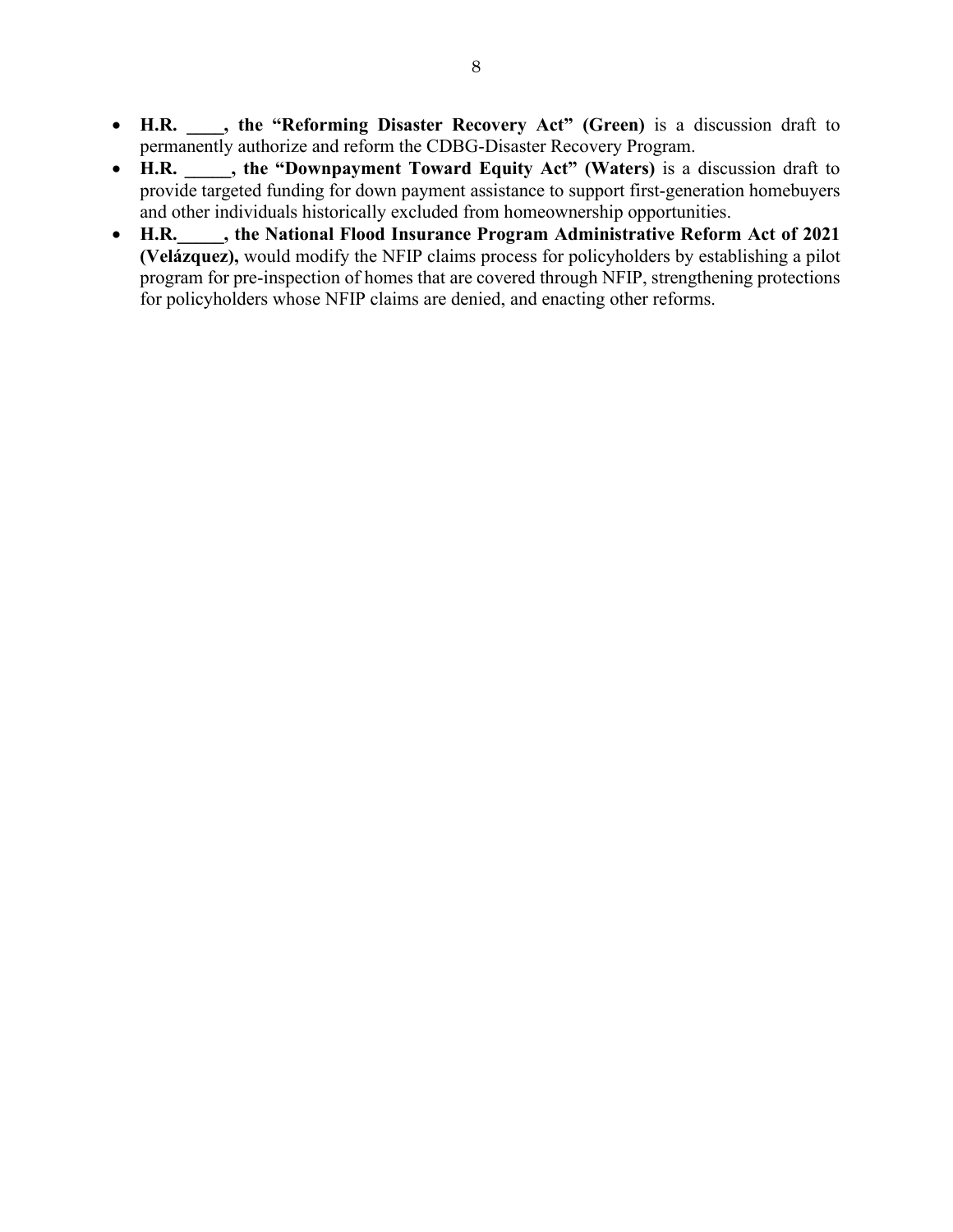- **H.R. ____, the "Reforming Disaster Recovery Act" (Green)** is a discussion draft to permanently authorize and reform the CDBG-Disaster Recovery Program.
- **H.R. _____, the "Downpayment Toward Equity Act" (Waters)** is a discussion draft to provide targeted funding for down payment assistance to support first-generation homebuyers and other individuals historically excluded from homeownership opportunities.
- **H.R._____, the National Flood Insurance Program Administrative Reform Act of 2021 (Velázquez),** would modify the NFIP claims process for policyholders by establishing a pilot program for pre-inspection of homes that are covered through NFIP, strengthening protections for policyholders whose NFIP claims are denied, and enacting other reforms.